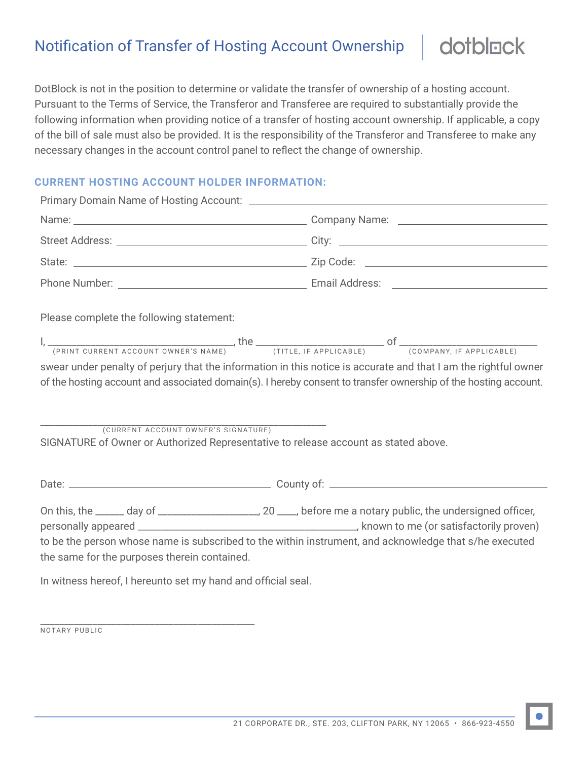# Notification of Transfer of Hosting Account Ownership

dotblock

DotBlock is not in the position to determine or validate the transfer of ownership of a hosting account. Pursuant to the Terms of Service, the Transferor and Transferee are required to substantially provide the following information when providing notice of a transfer of hosting account ownership. If applicable, a copy of the bill of sale must also be provided. It is the responsibility of the Transferor and Transferee to make any necessary changes in the account control panel to reflect the change of ownership.

## CURRENT HOSTING ACCOUNT HOLDER INFORMATION:

Primary Domain Name of Hosting Account: ______________________________

Name: ______________________________ Company Name: ______________________________

Street Address: ______________________________ City: ______________________________

State: ______________________________ Zip Code: ______________________________

Phone Number: ______________________________ Email Address: ______________________________

Please complete the following statement:

I, ______________________________ (PRINT CURRENT ACCOUNT OWNER'S NAME), the ______________________ (TITLE, IF APPLICABLE) of ______________________ (COMPANY, IF APPLICABLE) swear under penalty of perjury that the information in this notice is accurate and that I am the rightful owner of the hosting account and associated domain(s). I hereby consent to transfer ownership of the hosting account.

______________________________________________
(CURRENT ACCOUNT OWNER'S SIGNATURE)

SIGNATURE of Owner or Authorized Representative to release account as stated above.

Date: ______________________________ County of: ______________________________

On this, the _____ day of __________________, 20 ____, before me a notary public, the undersigned officer, personally appeared ________________________________________, known to me (or satisfactorily proven) to be the person whose name is subscribed to the within instrument, and acknowledge that s/he executed the same for the purposes therein contained.

In witness hereof, I hereunto set my hand and official seal.

______________________________________
NOTARY PUBLIC

21 CORPORATE DR., STE. 203, CLIFTON PARK, NY 12065 • 866-923-4550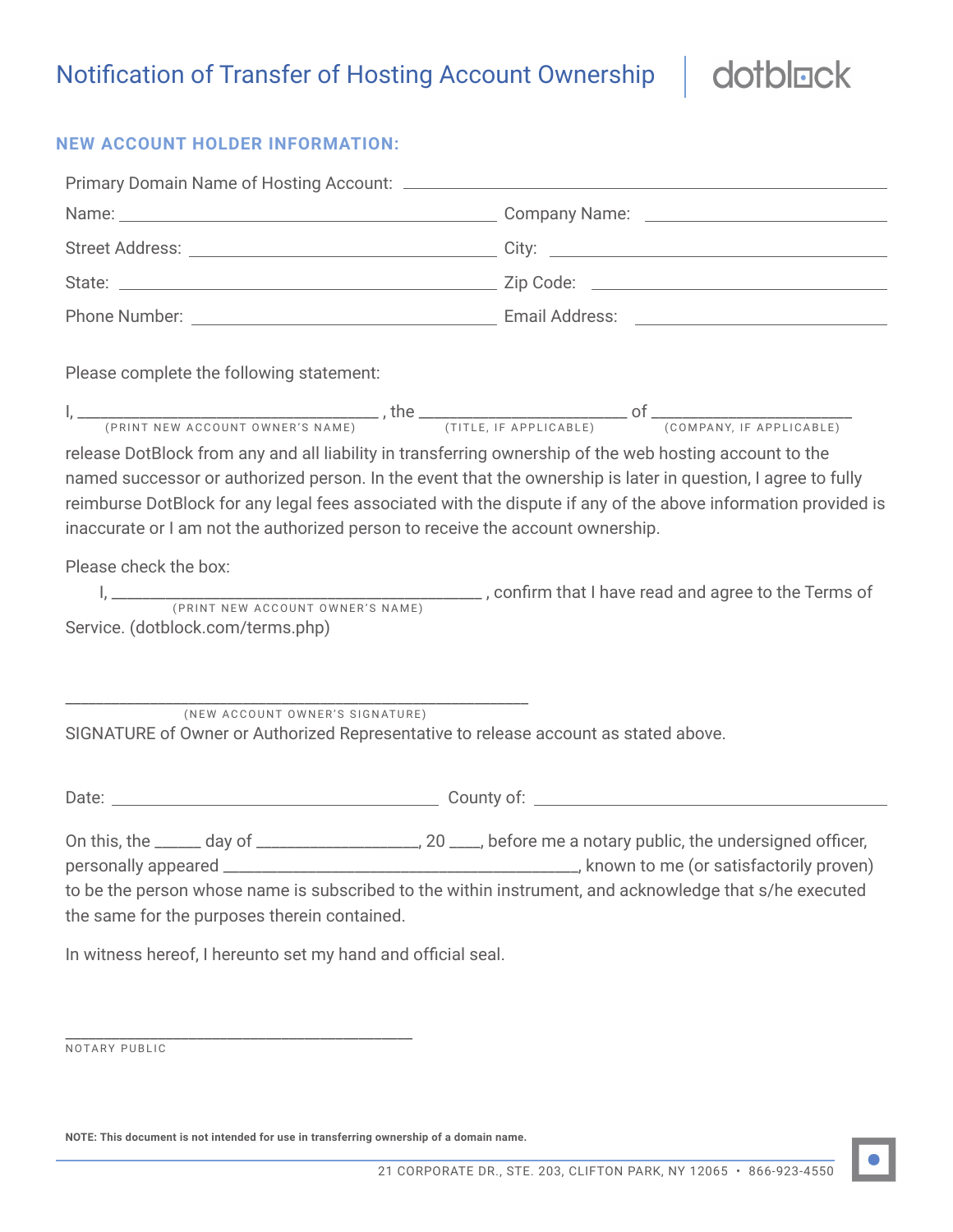# Notification of Transfer of Hosting Account Ownership

dotblock

## NEW ACCOUNT HOLDER INFORMATION:

Primary Domain Name of Hosting Account: ______________________________

Name: ______________________________ Company Name: ______________________________

Street Address: ______________________________ City: ______________________________

State: ______________________________ Zip Code: ______________________________

Phone Number: ______________________________ Email Address: ______________________________

Please complete the following statement:

I, ______________________________ (PRINT NEW ACCOUNT OWNER'S NAME), the ______________________ (TITLE, IF APPLICABLE) of ______________________ (COMPANY, IF APPLICABLE) release DotBlock from any and all liability in transferring ownership of the web hosting account to the named successor or authorized person. In the event that the ownership is later in question, I agree to fully reimburse DotBlock for any legal fees associated with the dispute if any of the above information provided is inaccurate or I am not the authorized person to receive the account ownership.

Please check the box:

I, ______________________________ (PRINT NEW ACCOUNT OWNER'S NAME), confirm that I have read and agree to the Terms of Service. (dotblock.com/terms.php)

______________________________
(NEW ACCOUNT OWNER'S SIGNATURE)

SIGNATURE of Owner or Authorized Representative to release account as stated above.

Date: ______________________________ County of: ______________________________

On this, the _____ day of ________________, 20 ___, before me a notary public, the undersigned officer, personally appeared ______________________________, known to me (or satisfactorily proven) to be the person whose name is subscribed to the within instrument, and acknowledge that s/he executed the same for the purposes therein contained.

In witness hereof, I hereunto set my hand and official seal.

______________________________
NOTARY PUBLIC

**NOTE: This document is not intended for use in transferring ownership of a domain name.**

21 CORPORATE DR., STE. 203, CLIFTON PARK, NY 12065 • 866-923-4550